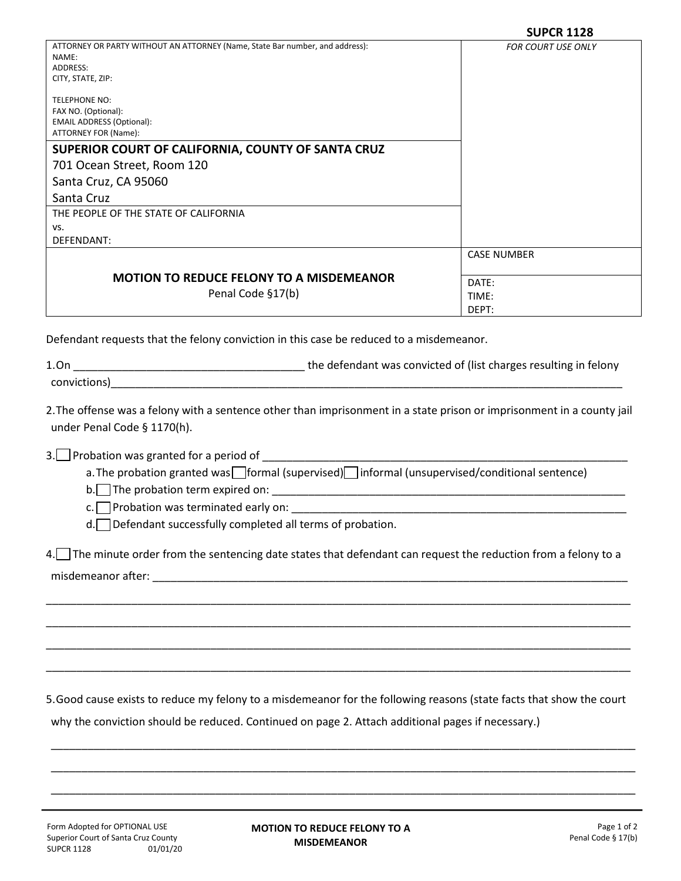**SUPCR 1128**

| ATTORNEY OR PARTY WITHOUT AN ATTORNEY (Name, State Bar number, and address):<br>NAME:<br>ADDRESS:<br>CITY, STATE, ZIP:<br><br>TELEPHONE NO:<br>FAX NO. (Optional):<br>EMAIL ADDRESS (Optional):<br>ATTORNEY FOR (Name): | *FOR COURT USE ONLY* |
|---|---|
| **SUPERIOR COURT OF CALIFORNIA, COUNTY OF SANTA CRUZ**<br>701 Ocean Street, Room 120<br>Santa Cruz, CA 95060<br>Santa Cruz | |
| THE PEOPLE OF THE STATE OF CALIFORNIA<br>vs.<br>DEFENDANT: | |
| | CASE NUMBER |
| **MOTION TO REDUCE FELONY TO A MISDEMEANOR**<br>Penal Code §17(b) | DATE:<br>TIME:<br>DEPT: |

Defendant requests that the felony conviction in this case be reduced to a misdemeanor.

1. On ______________________________________ the defendant was convicted of (list charges resulting in felony convictions)________________________________________________________________________________________

2. The offense was a felony with a sentence other than imprisonment in a state prison or imprisonment in a county jail under Penal Code § 1170(h).

3. ☐ Probation was granted for a period of ______________________________________________________________
   a. The probation granted was ☐ formal (supervised) ☐ informal (unsupervised/conditional sentence)
   b. ☐ The probation term expired on: ______________________________________________________________
   c. ☐ Probation was terminated early on: ___________________________________________________________
   d. ☐ Defendant successfully completed all terms of probation.

4. ☐ The minute order from the sentencing date states that defendant can request the reduction from a felony to a misdemeanor after: ________________________________________________________________________________

_____________________________________________________________________________________________

_____________________________________________________________________________________________

_____________________________________________________________________________________________

_____________________________________________________________________________________________

5. Good cause exists to reduce my felony to a misdemeanor for the following reasons (state facts that show the court why the conviction should be reduced. Continued on page 2. Attach additional pages if necessary.)

_____________________________________________________________________________________________

_____________________________________________________________________________________________

_____________________________________________________________________________________________

Form Adopted for OPTIONAL USE
Superior Court of Santa Cruz County
SUPCR 1128 01/01/20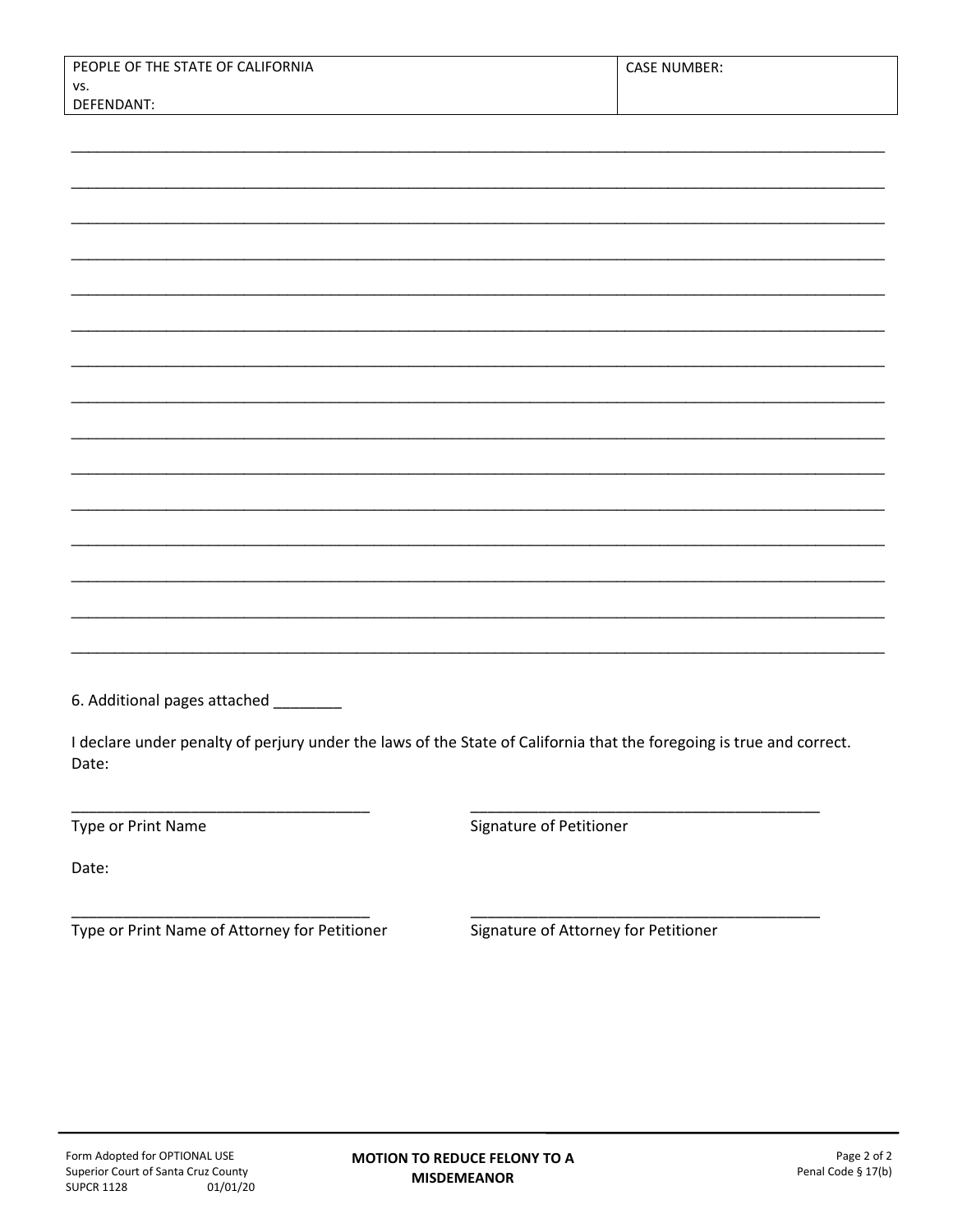| PEOPLE OF THE STATE OF CALIFORNIA<br>vs.<br>DEFENDANT: | CASE NUMBER: |
|---|---|

___________________________________________________________________________________________

___________________________________________________________________________________________

___________________________________________________________________________________________

___________________________________________________________________________________________

___________________________________________________________________________________________

___________________________________________________________________________________________

___________________________________________________________________________________________

___________________________________________________________________________________________

___________________________________________________________________________________________

___________________________________________________________________________________________

___________________________________________________________________________________________

___________________________________________________________________________________________

___________________________________________________________________________________________

___________________________________________________________________________________________

___________________________________________________________________________________________

6. Additional pages attached ________

I declare under penalty of perjury under the laws of the State of California that the foregoing is true and correct.

Date:

___________________________________ ________________________________________

Type or Print Name Signature of Petitioner

Date:

___________________________________ ________________________________________

Type or Print Name of Attorney for Petitioner Signature of Attorney for Petitioner

Form Adopted for OPTIONAL USE
Superior Court of Santa Cruz County
SUPCR 1128 01/01/20

**MOTION TO REDUCE FELONY TO A MISDEMEANOR**

Penal Code § 17(b)